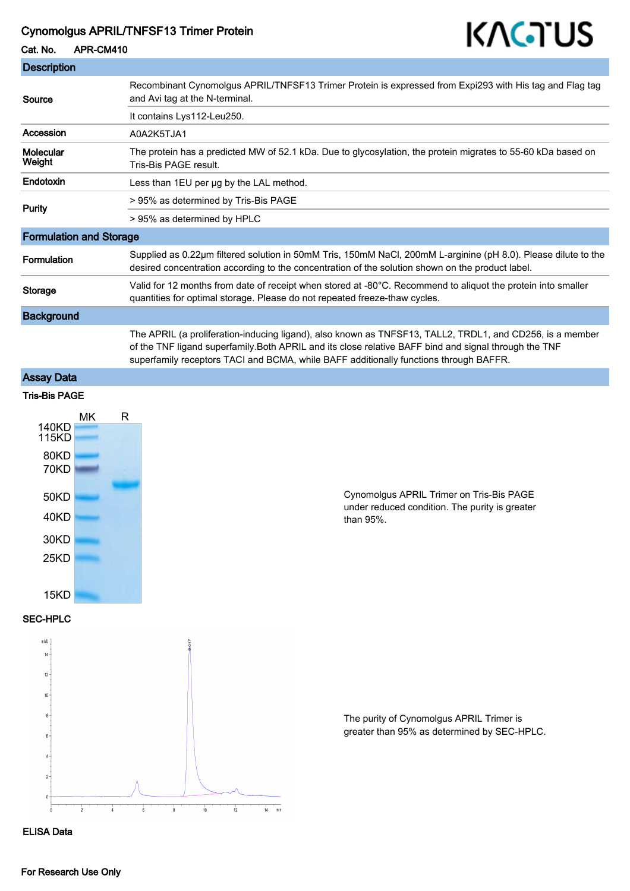# Cynomolgus APRIL/TNFSF13 Trimer Protein

**Cat. No.** APR-CM410

## Description

| | |
|---|---|
| **Source** | Recombinant Cynomolgus APRIL/TNFSF13 Trimer Protein is expressed from Expi293 with His tag and Flag tag and Avi tag at the N-terminal. |
| | It contains Lys112-Leu250. |
| **Accession** | A0A2K5TJA1 |
| **Molecular Weight** | The protein has a predicted MW of 52.1 kDa. Due to glycosylation, the protein migrates to 55-60 kDa based on Tris-Bis PAGE result. |
| **Endotoxin** | Less than 1EU per μg by the LAL method. |
| **Purity** | > 95% as determined by Tris-Bis PAGE |
| | > 95% as determined by HPLC |

## Formulation and Storage

| | |
|---|---|
| **Formulation** | Supplied as 0.22μm filtered solution in 50mM Tris, 150mM NaCl, 200mM L-arginine (pH 8.0). Please dilute to the desired concentration according to the concentration of the solution shown on the product label. |
| **Storage** | Valid for 12 months from date of receipt when stored at -80°C. Recommend to aliquot the protein into smaller quantities for optimal storage. Please do not repeated freeze-thaw cycles. |

## Background

The APRIL (a proliferation-inducing ligand), also known as TNFSF13, TALL2, TRDL1, and CD256, is a member of the TNF ligand superfamily.Both APRIL and its close relative BAFF bind and signal through the TNF superfamily receptors TACI and BCMA, while BAFF additionally functions through BAFFR.

## Assay Data

### Tris-Bis PAGE

Cynomolgus APRIL Trimer on Tris-Bis PAGE under reduced condition. The purity is greater than 95%.

### SEC-HPLC

The purity of Cynomolgus APRIL Trimer is greater than 95% as determined by SEC-HPLC.

### ELISA Data

For Research Use Only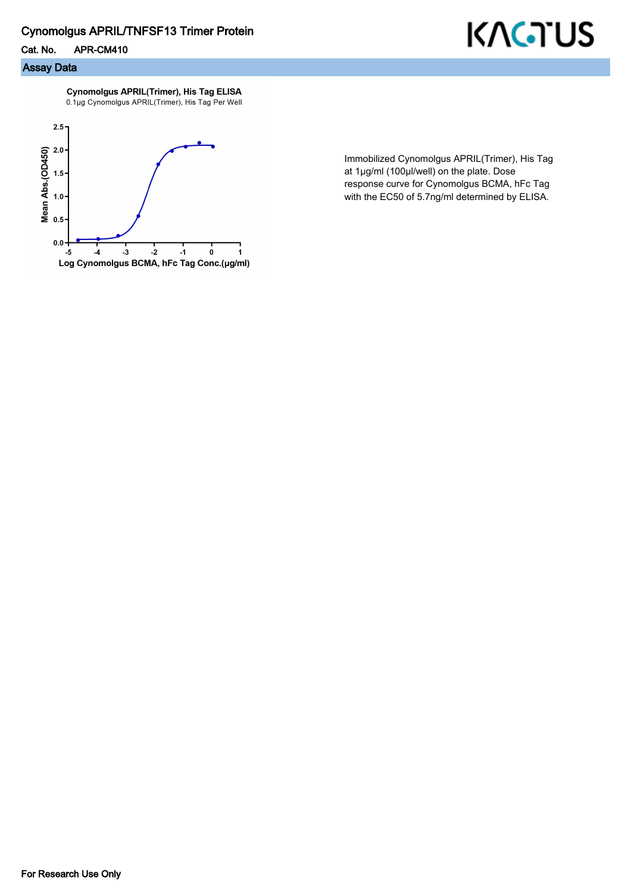# Cynomolgus APRIL/TNFSF13 Trimer Protein

Cat. No. APR-CM410

KACTUS

## Assay Data

Cynomolgus APRIL(Trimer), His Tag ELISA

0.1μg Cynomolgus APRIL(Trimer), His Tag Per Well

Mean Abs.(OD450)

2.5
2.0
1.5
1.0
0.5
0.0

-5 -4 -3 -2 -1 0 1

Log Cynomolgus BCMA, hFc Tag Conc.(μg/ml)

Immobilized Cynomolgus APRIL(Trimer), His Tag at 1μg/ml (100μl/well) on the plate. Dose response curve for Cynomolgus BCMA, hFc Tag with the EC50 of 5.7ng/ml determined by ELISA.

For Research Use Only